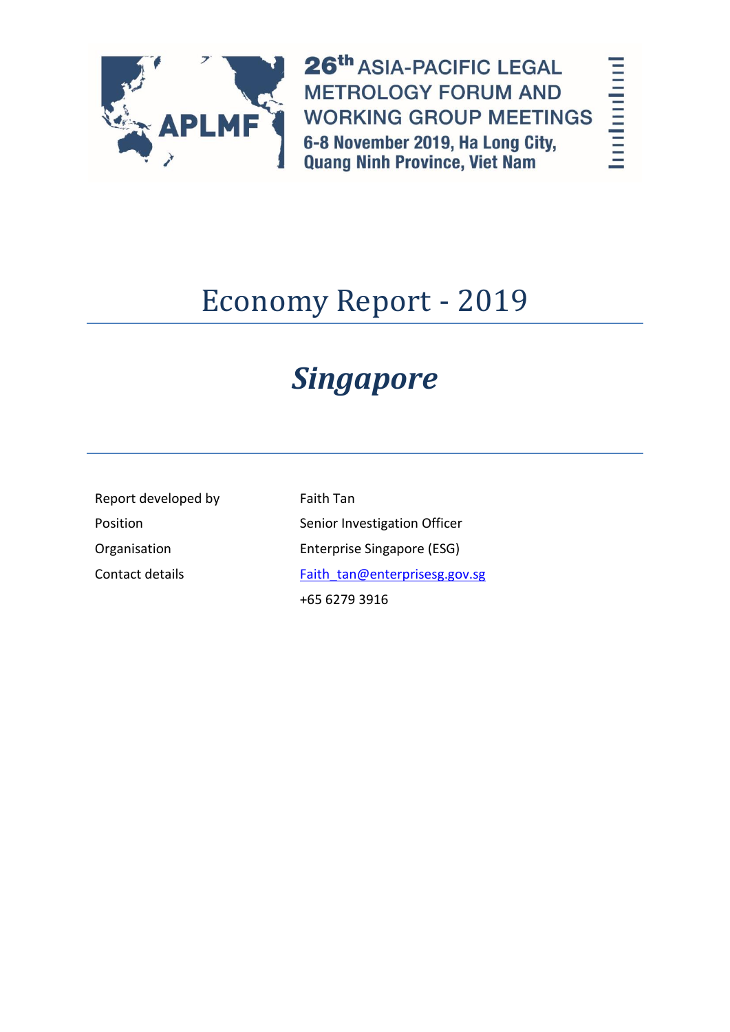26th ASIA-PACIFIC LEGAL METROLOGY FORUM AND WORKING GROUP MEETINGS
6-8 November 2019, Ha Long City, Quang Ninh Province, Viet Nam

# Economy Report - 2019

## *Singapore*

| | |
|---|---|
| Report developed by | Faith Tan |
| Position | Senior Investigation Officer |
| Organisation | Enterprise Singapore (ESG) |
| Contact details | Faith_tan@enterprisesg.gov.sg |
| | +65 6279 3916 |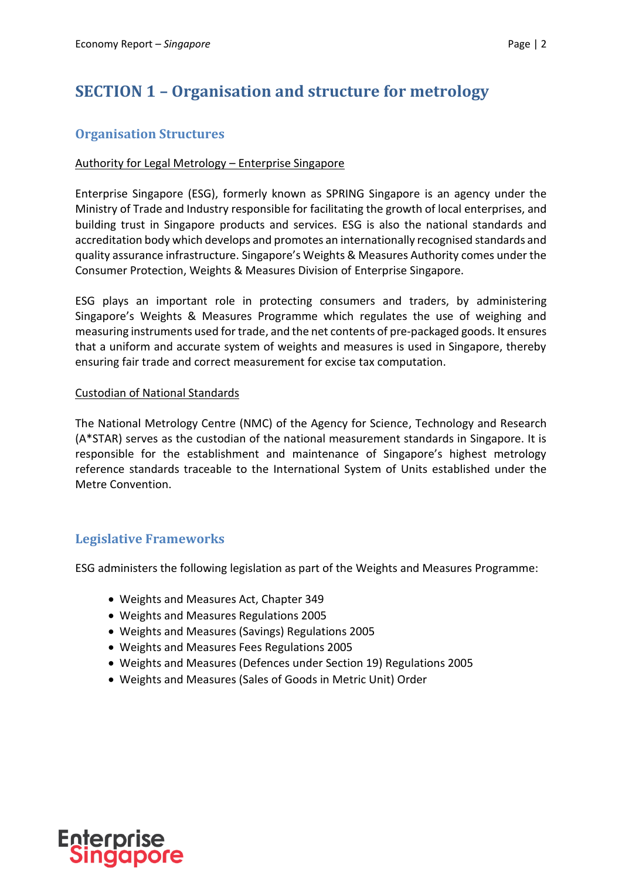# SECTION 1 – Organisation and structure for metrology

## Organisation Structures

Authority for Legal Metrology – Enterprise Singapore

Enterprise Singapore (ESG), formerly known as SPRING Singapore is an agency under the Ministry of Trade and Industry responsible for facilitating the growth of local enterprises, and building trust in Singapore products and services. ESG is also the national standards and accreditation body which develops and promotes an internationally recognised standards and quality assurance infrastructure. Singapore's Weights & Measures Authority comes under the Consumer Protection, Weights & Measures Division of Enterprise Singapore.

ESG plays an important role in protecting consumers and traders, by administering Singapore's Weights & Measures Programme which regulates the use of weighing and measuring instruments used for trade, and the net contents of pre-packaged goods. It ensures that a uniform and accurate system of weights and measures is used in Singapore, thereby ensuring fair trade and correct measurement for excise tax computation.

Custodian of National Standards

The National Metrology Centre (NMC) of the Agency for Science, Technology and Research (A*STAR) serves as the custodian of the national measurement standards in Singapore. It is responsible for the establishment and maintenance of Singapore's highest metrology reference standards traceable to the International System of Units established under the Metre Convention.

## Legislative Frameworks

ESG administers the following legislation as part of the Weights and Measures Programme:

- Weights and Measures Act, Chapter 349
- Weights and Measures Regulations 2005
- Weights and Measures (Savings) Regulations 2005
- Weights and Measures Fees Regulations 2005
- Weights and Measures (Defences under Section 19) Regulations 2005
- Weights and Measures (Sales of Goods in Metric Unit) Order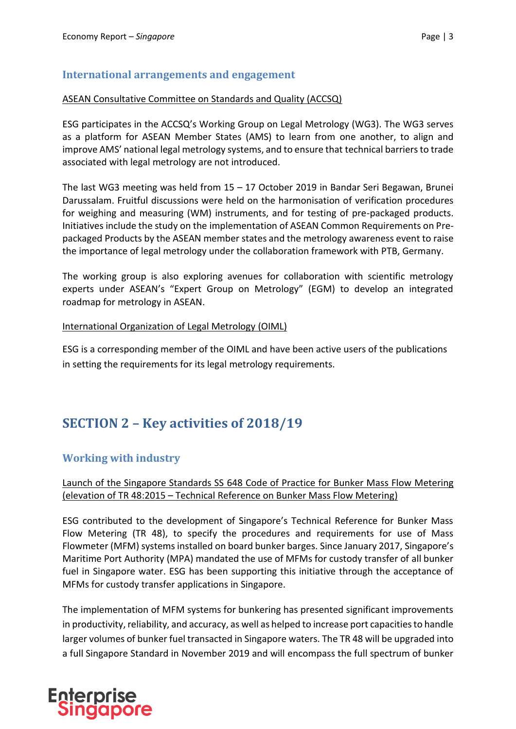## International arrangements and engagement

ASEAN Consultative Committee on Standards and Quality (ACCSQ)

ESG participates in the ACCSQ's Working Group on Legal Metrology (WG3). The WG3 serves as a platform for ASEAN Member States (AMS) to learn from one another, to align and improve AMS' national legal metrology systems, and to ensure that technical barriers to trade associated with legal metrology are not introduced.

The last WG3 meeting was held from 15 – 17 October 2019 in Bandar Seri Begawan, Brunei Darussalam. Fruitful discussions were held on the harmonisation of verification procedures for weighing and measuring (WM) instruments, and for testing of pre-packaged products. Initiatives include the study on the implementation of ASEAN Common Requirements on Pre-packaged Products by the ASEAN member states and the metrology awareness event to raise the importance of legal metrology under the collaboration framework with PTB, Germany.

The working group is also exploring avenues for collaboration with scientific metrology experts under ASEAN's "Expert Group on Metrology" (EGM) to develop an integrated roadmap for metrology in ASEAN.

International Organization of Legal Metrology (OIML)

ESG is a corresponding member of the OIML and have been active users of the publications in setting the requirements for its legal metrology requirements.

# SECTION 2 – Key activities of 2018/19

## Working with industry

Launch of the Singapore Standards SS 648 Code of Practice for Bunker Mass Flow Metering (elevation of TR 48:2015 – Technical Reference on Bunker Mass Flow Metering)

ESG contributed to the development of Singapore's Technical Reference for Bunker Mass Flow Metering (TR 48), to specify the procedures and requirements for use of Mass Flowmeter (MFM) systems installed on board bunker barges. Since January 2017, Singapore's Maritime Port Authority (MPA) mandated the use of MFMs for custody transfer of all bunker fuel in Singapore water. ESG has been supporting this initiative through the acceptance of MFMs for custody transfer applications in Singapore.

The implementation of MFM systems for bunkering has presented significant improvements in productivity, reliability, and accuracy, as well as helped to increase port capacities to handle larger volumes of bunker fuel transacted in Singapore waters. The TR 48 will be upgraded into a full Singapore Standard in November 2019 and will encompass the full spectrum of bunker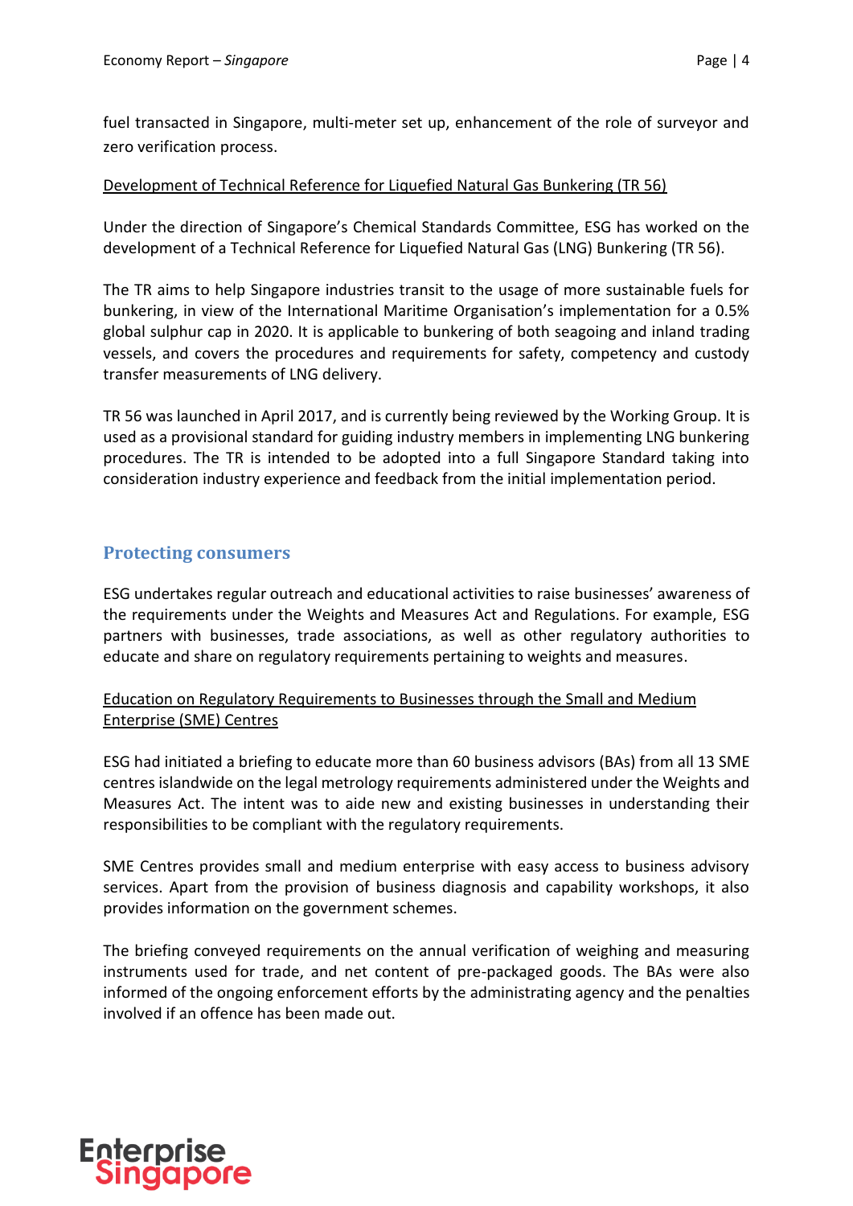fuel transacted in Singapore, multi-meter set up, enhancement of the role of surveyor and zero verification process.

Development of Technical Reference for Liquefied Natural Gas Bunkering (TR 56)

Under the direction of Singapore's Chemical Standards Committee, ESG has worked on the development of a Technical Reference for Liquefied Natural Gas (LNG) Bunkering (TR 56).

The TR aims to help Singapore industries transit to the usage of more sustainable fuels for bunkering, in view of the International Maritime Organisation's implementation for a 0.5% global sulphur cap in 2020. It is applicable to bunkering of both seagoing and inland trading vessels, and covers the procedures and requirements for safety, competency and custody transfer measurements of LNG delivery.

TR 56 was launched in April 2017, and is currently being reviewed by the Working Group. It is used as a provisional standard for guiding industry members in implementing LNG bunkering procedures. The TR is intended to be adopted into a full Singapore Standard taking into consideration industry experience and feedback from the initial implementation period.

## Protecting consumers

ESG undertakes regular outreach and educational activities to raise businesses' awareness of the requirements under the Weights and Measures Act and Regulations. For example, ESG partners with businesses, trade associations, as well as other regulatory authorities to educate and share on regulatory requirements pertaining to weights and measures.

Education on Regulatory Requirements to Businesses through the Small and Medium Enterprise (SME) Centres

ESG had initiated a briefing to educate more than 60 business advisors (BAs) from all 13 SME centres islandwide on the legal metrology requirements administered under the Weights and Measures Act. The intent was to aide new and existing businesses in understanding their responsibilities to be compliant with the regulatory requirements.

SME Centres provides small and medium enterprise with easy access to business advisory services. Apart from the provision of business diagnosis and capability workshops, it also provides information on the government schemes.

The briefing conveyed requirements on the annual verification of weighing and measuring instruments used for trade, and net content of pre-packaged goods. The BAs were also informed of the ongoing enforcement efforts by the administrating agency and the penalties involved if an offence has been made out.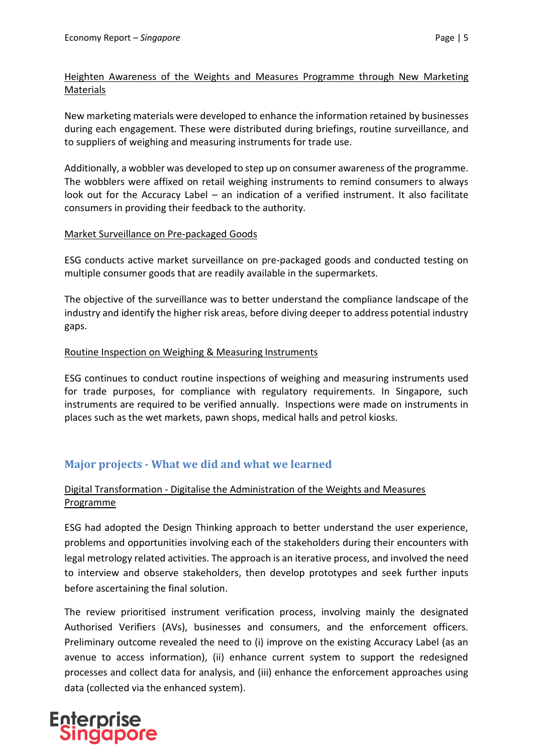Heighten Awareness of the Weights and Measures Programme through New Marketing Materials

New marketing materials were developed to enhance the information retained by businesses during each engagement. These were distributed during briefings, routine surveillance, and to suppliers of weighing and measuring instruments for trade use.

Additionally, a wobbler was developed to step up on consumer awareness of the programme. The wobblers were affixed on retail weighing instruments to remind consumers to always look out for the Accuracy Label – an indication of a verified instrument. It also facilitate consumers in providing their feedback to the authority.

Market Surveillance on Pre-packaged Goods

ESG conducts active market surveillance on pre-packaged goods and conducted testing on multiple consumer goods that are readily available in the supermarkets.

The objective of the surveillance was to better understand the compliance landscape of the industry and identify the higher risk areas, before diving deeper to address potential industry gaps.

Routine Inspection on Weighing & Measuring Instruments

ESG continues to conduct routine inspections of weighing and measuring instruments used for trade purposes, for compliance with regulatory requirements. In Singapore, such instruments are required to be verified annually. Inspections were made on instruments in places such as the wet markets, pawn shops, medical halls and petrol kiosks.

## Major projects - What we did and what we learned

Digital Transformation - Digitalise the Administration of the Weights and Measures Programme

ESG had adopted the Design Thinking approach to better understand the user experience, problems and opportunities involving each of the stakeholders during their encounters with legal metrology related activities. The approach is an iterative process, and involved the need to interview and observe stakeholders, then develop prototypes and seek further inputs before ascertaining the final solution.

The review prioritised instrument verification process, involving mainly the designated Authorised Verifiers (AVs), businesses and consumers, and the enforcement officers. Preliminary outcome revealed the need to (i) improve on the existing Accuracy Label (as an avenue to access information), (ii) enhance current system to support the redesigned processes and collect data for analysis, and (iii) enhance the enforcement approaches using data (collected via the enhanced system).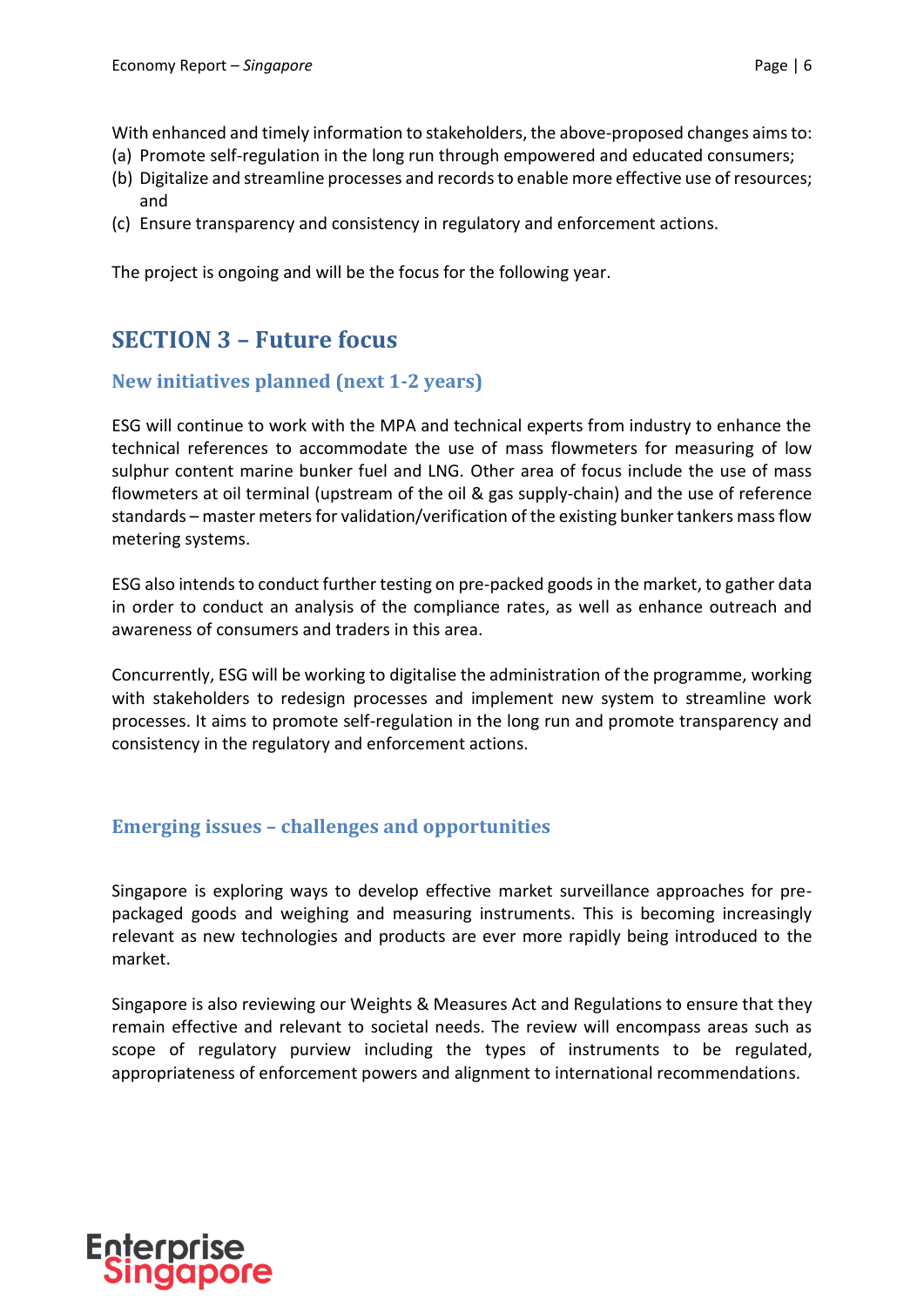With enhanced and timely information to stakeholders, the above-proposed changes aims to:

(a) Promote self-regulation in the long run through empowered and educated consumers;
(b) Digitalize and streamline processes and records to enable more effective use of resources; and
(c) Ensure transparency and consistency in regulatory and enforcement actions.

The project is ongoing and will be the focus for the following year.

# SECTION 3 – Future focus

## New initiatives planned (next 1-2 years)

ESG will continue to work with the MPA and technical experts from industry to enhance the technical references to accommodate the use of mass flowmeters for measuring of low sulphur content marine bunker fuel and LNG. Other area of focus include the use of mass flowmeters at oil terminal (upstream of the oil & gas supply-chain) and the use of reference standards – master meters for validation/verification of the existing bunker tankers mass flow metering systems.

ESG also intends to conduct further testing on pre-packed goods in the market, to gather data in order to conduct an analysis of the compliance rates, as well as enhance outreach and awareness of consumers and traders in this area.

Concurrently, ESG will be working to digitalise the administration of the programme, working with stakeholders to redesign processes and implement new system to streamline work processes. It aims to promote self-regulation in the long run and promote transparency and consistency in the regulatory and enforcement actions.

## Emerging issues – challenges and opportunities

Singapore is exploring ways to develop effective market surveillance approaches for pre-packaged goods and weighing and measuring instruments. This is becoming increasingly relevant as new technologies and products are ever more rapidly being introduced to the market.

Singapore is also reviewing our Weights & Measures Act and Regulations to ensure that they remain effective and relevant to societal needs. The review will encompass areas such as scope of regulatory purview including the types of instruments to be regulated, appropriateness of enforcement powers and alignment to international recommendations.

Enterprise Singapore